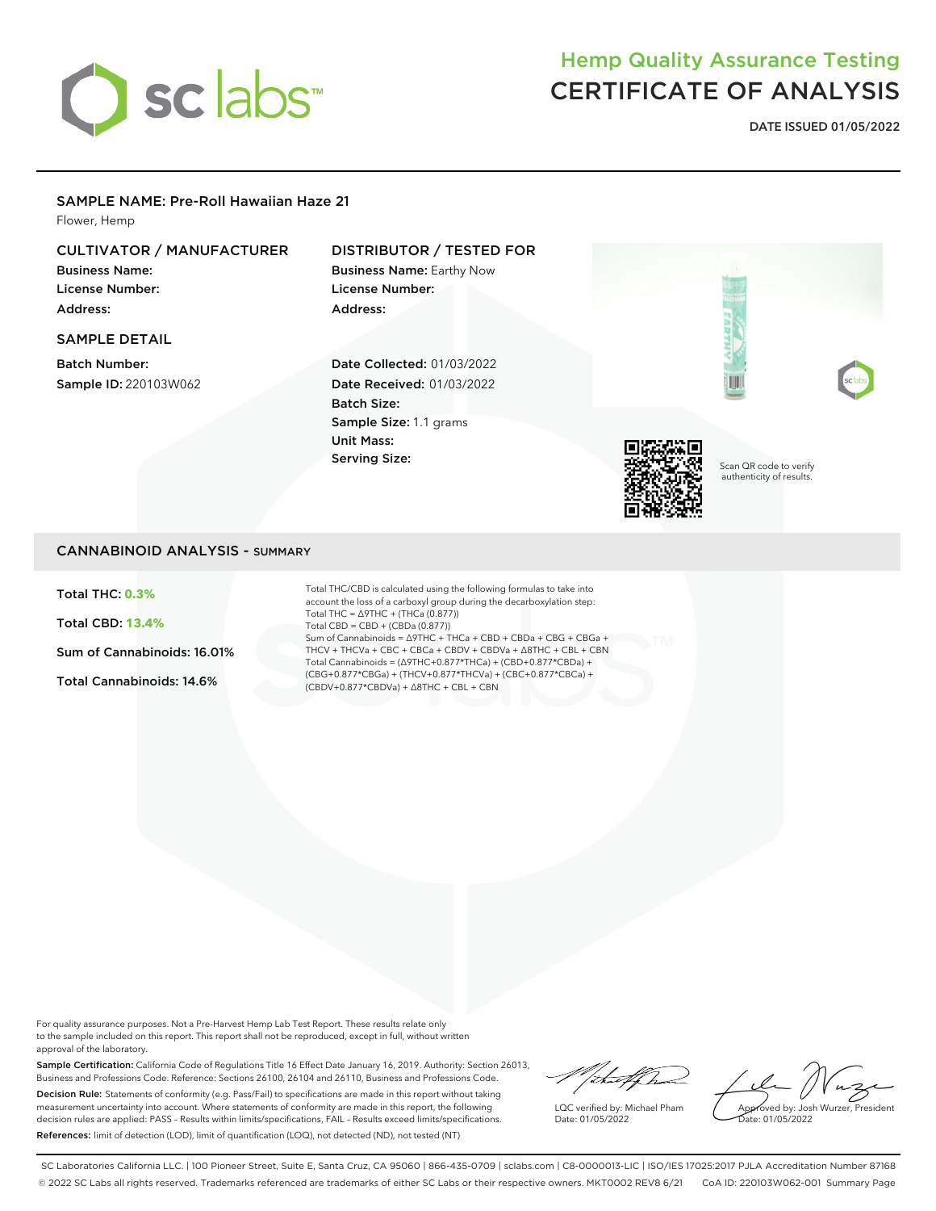# Hemp Quality Assurance Testing
# CERTIFICATE OF ANALYSIS

**DATE ISSUED 01/05/2022**

## SAMPLE NAME: Pre-Roll Hawaiian Haze 21

Flower, Hemp

### CULTIVATOR / MANUFACTURER

**Business Name:**
**License Number:**
**Address:**

### DISTRIBUTOR / TESTED FOR

**Business Name:** Earthy Now
**License Number:**
**Address:**

### SAMPLE DETAIL

**Batch Number:**
**Sample ID:** 220103W062

**Date Collected:** 01/03/2022
**Date Received:** 01/03/2022
**Batch Size:**
**Sample Size:** 1.1 grams
**Unit Mass:**
**Serving Size:**

Scan QR code to verify authenticity of results.

## CANNABINOID ANALYSIS - SUMMARY

**Total THC: 0.3%**

**Total CBD: 13.4%**

**Sum of Cannabinoids: 16.01%**

**Total Cannabinoids: 14.6%**

Total THC/CBD is calculated using the following formulas to take into account the loss of a carboxyl group during the decarboxylation step:
Total THC = Δ9THC + (THCa (0.877))
Total CBD = CBD + (CBDa (0.877))
Sum of Cannabinoids = Δ9THC + THCa + CBD + CBDa + CBG + CBGa + THCV + THCVa + CBC + CBCa + CBDV + CBDVa + Δ8THC + CBL + CBN
Total Cannabinoids = (Δ9THC+0.877*THCa) + (CBD+0.877*CBDa) + (CBG+0.877*CBGa) + (THCV+0.877*THCVa) + (CBC+0.877*CBCa) + (CBDV+0.877*CBDVa) + Δ8THC + CBL + CBN

For quality assurance purposes. Not a Pre-Harvest Hemp Lab Test Report. These results relate only to the sample included on this report. This report shall not be reproduced, except in full, without written approval of the laboratory.

**Sample Certification:** California Code of Regulations Title 16 Effect Date January 16, 2019. Authority: Section 26013, Business and Professions Code. Reference: Sections 26100, 26104 and 26110, Business and Professions Code.

**Decision Rule:** Statements of conformity (e.g. Pass/Fail) to specifications are made in this report without taking measurement uncertainty into account. Where statements of conformity are made in this report, the following decision rules are applied: PASS - Results within limits/specifications, FAIL - Results exceed limits/specifications.

**References:** limit of detection (LOD), limit of quantification (LOQ), not detected (ND), not tested (NT)

LQC verified by: Michael Pham
Date: 01/05/2022

Approved by: Josh Wurzer, President
Date: 01/05/2022

SC Laboratories California LLC. | 100 Pioneer Street, Suite E, Santa Cruz, CA 95060 | 866-435-0709 | sclabs.com | C8-0000013-LIC | ISO/IES 17025:2017 PJLA Accreditation Number 87168
© 2022 SC Labs all rights reserved. Trademarks referenced are trademarks of either SC Labs or their respective owners. MKT0002 REV8 6/21 CoA ID: 220103W062-001 Summary Page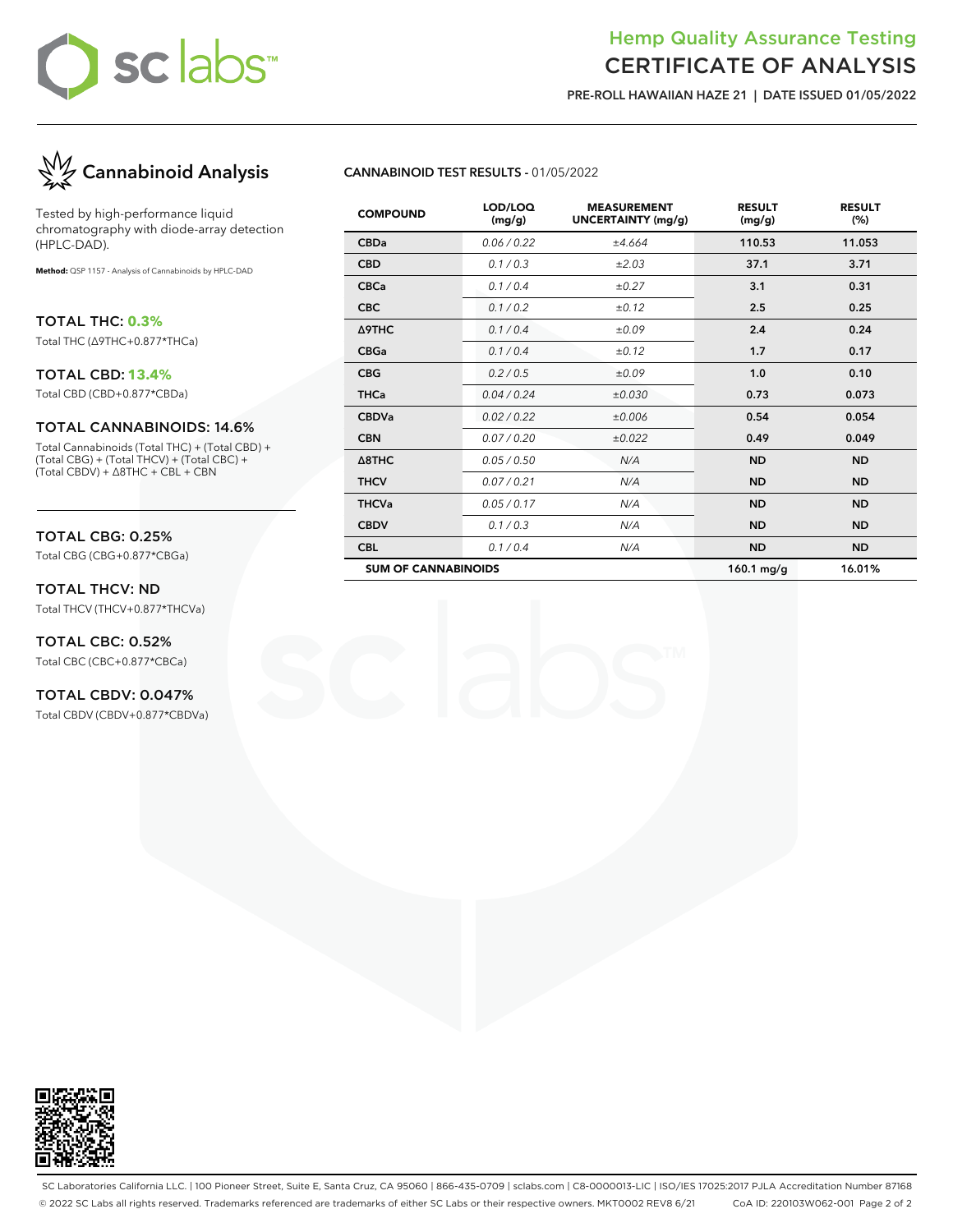# Hemp Quality Assurance Testing
# CERTIFICATE OF ANALYSIS

**PRE-ROLL HAWAIIAN HAZE 21 | DATE ISSUED 01/05/2022**

## Cannabinoid Analysis

Tested by high-performance liquid chromatography with diode-array detection (HPLC-DAD).

**Method:** QSP 1157 - Analysis of Cannabinoids by HPLC-DAD

**TOTAL THC: 0.3%**
Total THC (Δ9THC+0.877*THCa)

**TOTAL CBD: 13.4%**
Total CBD (CBD+0.877*CBDa)

**TOTAL CANNABINOIDS: 14.6%**
Total Cannabinoids (Total THC) + (Total CBD) + (Total CBG) + (Total THCV) + (Total CBC) + (Total CBDV) + Δ8THC + CBL + CBN

**TOTAL CBG: 0.25%**
Total CBG (CBG+0.877*CBGa)

**TOTAL THCV: ND**
Total THCV (THCV+0.877*THCVa)

**TOTAL CBC: 0.52%**
Total CBC (CBC+0.877*CBCa)

**TOTAL CBDV: 0.047%**
Total CBDV (CBDV+0.877*CBDVa)

**CANNABINOID TEST RESULTS** - 01/05/2022

| COMPOUND | LOD/LOQ (mg/g) | MEASUREMENT UNCERTAINTY (mg/g) | RESULT (mg/g) | RESULT (%) |
|---|---|---|---|---|
| CBDa | 0.06 / 0.22 | ±4.664 | 110.53 | 11.053 |
| CBD | 0.1 / 0.3 | ±2.03 | 37.1 | 3.71 |
| CBCa | 0.1 / 0.4 | ±0.27 | 3.1 | 0.31 |
| CBC | 0.1 / 0.2 | ±0.12 | 2.5 | 0.25 |
| Δ9THC | 0.1 / 0.4 | ±0.09 | 2.4 | 0.24 |
| CBGa | 0.1 / 0.4 | ±0.12 | 1.7 | 0.17 |
| CBG | 0.2 / 0.5 | ±0.09 | 1.0 | 0.10 |
| THCa | 0.04 / 0.24 | ±0.030 | 0.73 | 0.073 |
| CBDVa | 0.02 / 0.22 | ±0.006 | 0.54 | 0.054 |
| CBN | 0.07 / 0.20 | ±0.022 | 0.49 | 0.049 |
| Δ8THC | 0.05 / 0.50 | N/A | ND | ND |
| THCV | 0.07 / 0.21 | N/A | ND | ND |
| THCVa | 0.05 / 0.17 | N/A | ND | ND |
| CBDV | 0.1 / 0.3 | N/A | ND | ND |
| CBL | 0.1 / 0.4 | N/A | ND | ND |
| **SUM OF CANNABINOIDS** | | | 160.1 mg/g | 16.01% |

SC Laboratories California LLC. | 100 Pioneer Street, Suite E, Santa Cruz, CA 95060 | 866-435-0709 | sclabs.com | C8-0000013-LIC | ISO/IES 17025:2017 PJLA Accreditation Number 87168
© 2022 SC Labs all rights reserved. Trademarks referenced are trademarks of either SC Labs or their respective owners. MKT0002 REV8 6/21 CoA ID: 220103W062-001